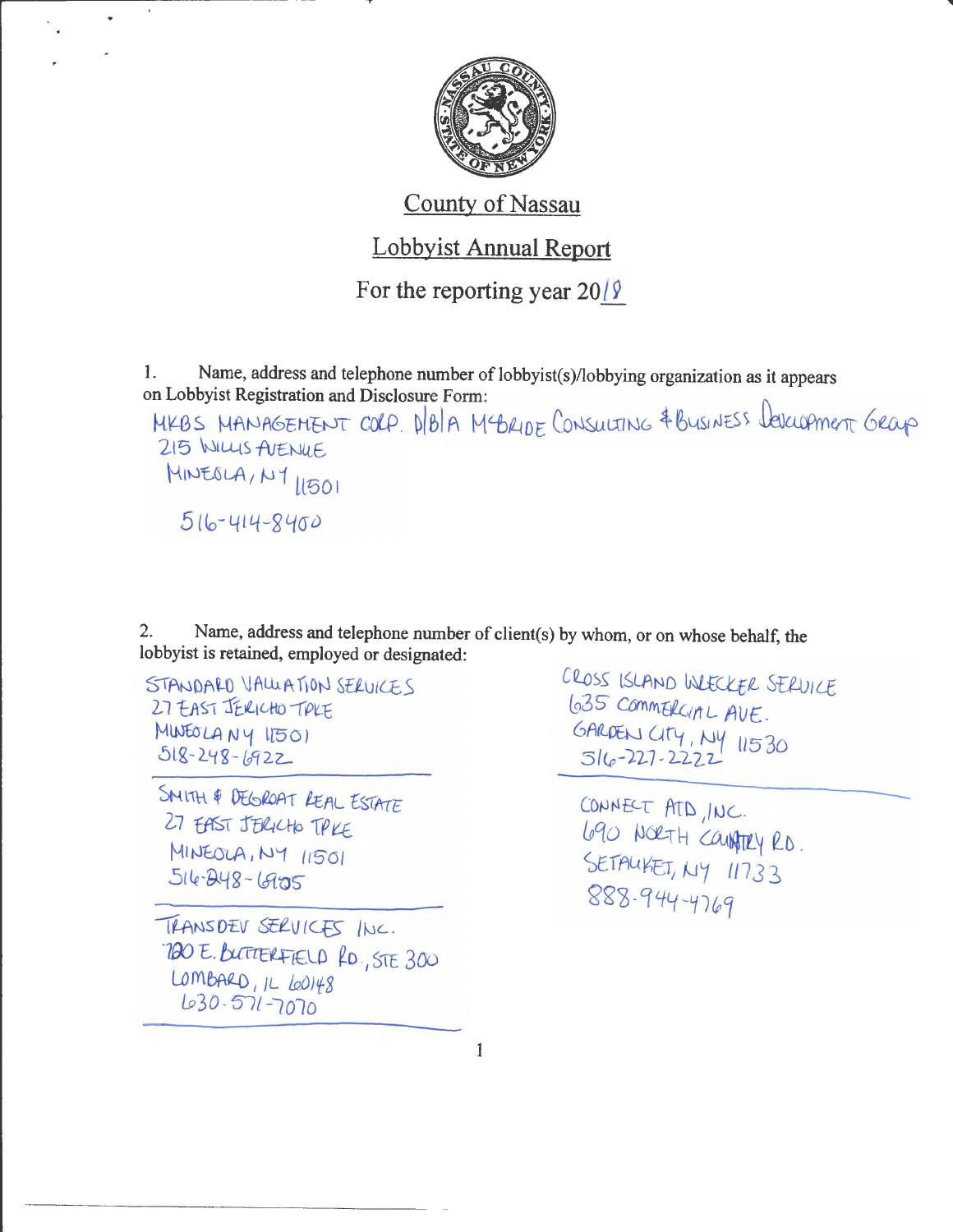# County of Nassau

## Lobbyist Annual Report

### For the reporting year 2018

1. Name, address and telephone number of lobbyist(s)/lobbying organization as it appears on Lobbyist Registration and Disclosure Form:

MKBS MANAGEMENT CORP. D/B/A McBRIDE CONSULTING & BUSINESS DEVELOPMENT GROUP
215 WILLIS AVENUE
MINEOLA, NY 11501
516-414-8400

2. Name, address and telephone number of client(s) by whom, or on whose behalf, the lobbyist is retained, employed or designated:

STANDARD VALUATION SERVICES
27 EAST JERICHO TPKE
MINEOLA NY 11501
518-248-6922

SMITH & DEGROAT REAL ESTATE
27 EAST JERICHO TPKE
MINEOLA, NY 11501
516-248-6905

TRANSDEV SERVICES INC.
720 E. BUTTERFIELD RD., STE 300
LOMBARD, IL 60148
630-571-7070

CROSS ISLAND WRECKER SERVICE
635 COMMERCIAL AVE.
GARDEN CITY, NY 11530
516-227-2222

CONNECT AID, INC.
690 NORTH COUNTRY RD.
SETAUKET, NY 11733
888-944-4769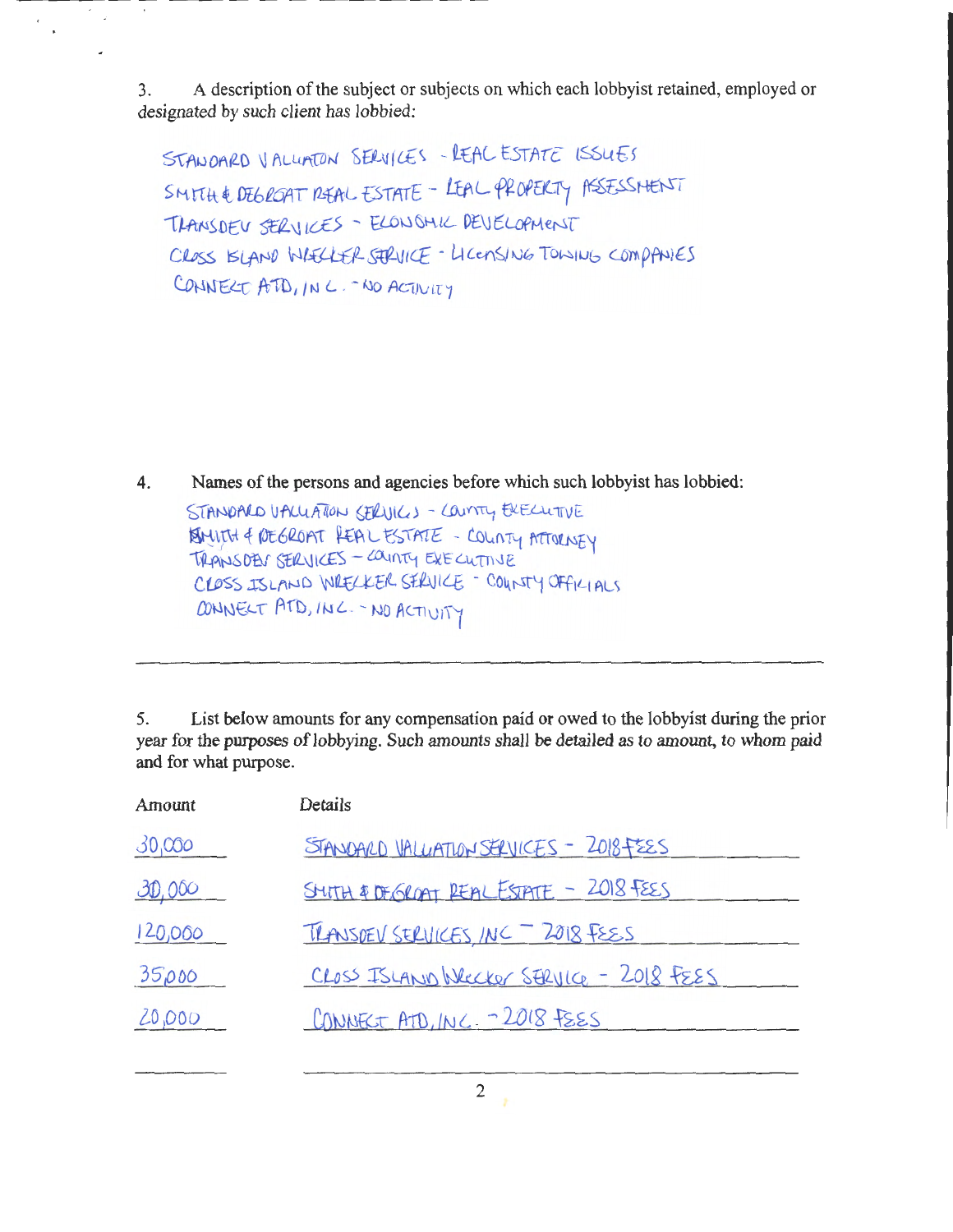3. A description of the subject or subjects on which each lobbyist retained, employed or designated by such client has lobbied:

STANDARD VALUATION SERVICES - REAL ESTATE ISSUES
SMITH & DEGROAT REAL ESTATE - REAL PROPERTY ASSESSMENT
TRANSDEV SERVICES - ECONOMIC DEVELOPMENT
CROSS ISLAND WRECKER SERVICE - LICENSING TOWING COMPANIES
CONNECT ATD, INC. - NO ACTIVITY

4. Names of the persons and agencies before which such lobbyist has lobbied:

STANDARD VALUATION SERVICES - COUNTY EXECUTIVE
SMITH & DEGROAT REAL ESTATE - COUNTY ATTORNEY
TRANSDEV SERVICES - COUNTY EXECUTIVE
CROSS ISLAND WRECKER SERVICE - COUNTY OFFICIALS
CONNECT ATD, INC. - NO ACTIVITY

5. List below amounts for any compensation paid or owed to the lobbyist during the prior year for the purposes of lobbying. Such amounts shall be detailed as to amount, to whom paid and for what purpose.

| Amount | Details |
|---|---|
| 30,000 | STANDARD VALUATION SERVICES - 2018 FEES |
| 30,000 | SMITH & DEGROAT REAL ESTATE - 2018 FEES |
| 120,000 | TRANSDEV SERVICES, INC - 2018 FEES |
| 35,000 | CROSS ISLAND WRECKER SERVICE - 2018 FEES |
| 20,000 | CONNECT ATD, INC. - 2018 FEES |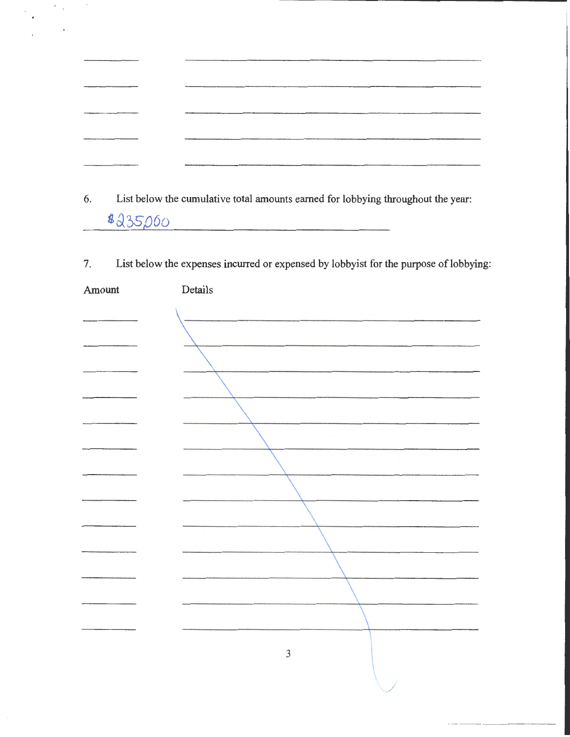| | |
|---|---|
| | |
| | |
| | |
| | |
| | |

6. List below the cumulative total amounts earned for lobbying throughout the year:

$235,000

7. List below the expenses incurred or expensed by lobbyist for the purpose of lobbying:

| Amount | Details |
|---|---|
| | |
| | |
| | |
| | |
| | |
| | |
| | |
| | |
| | |
| | |
| | |
| | |
| | |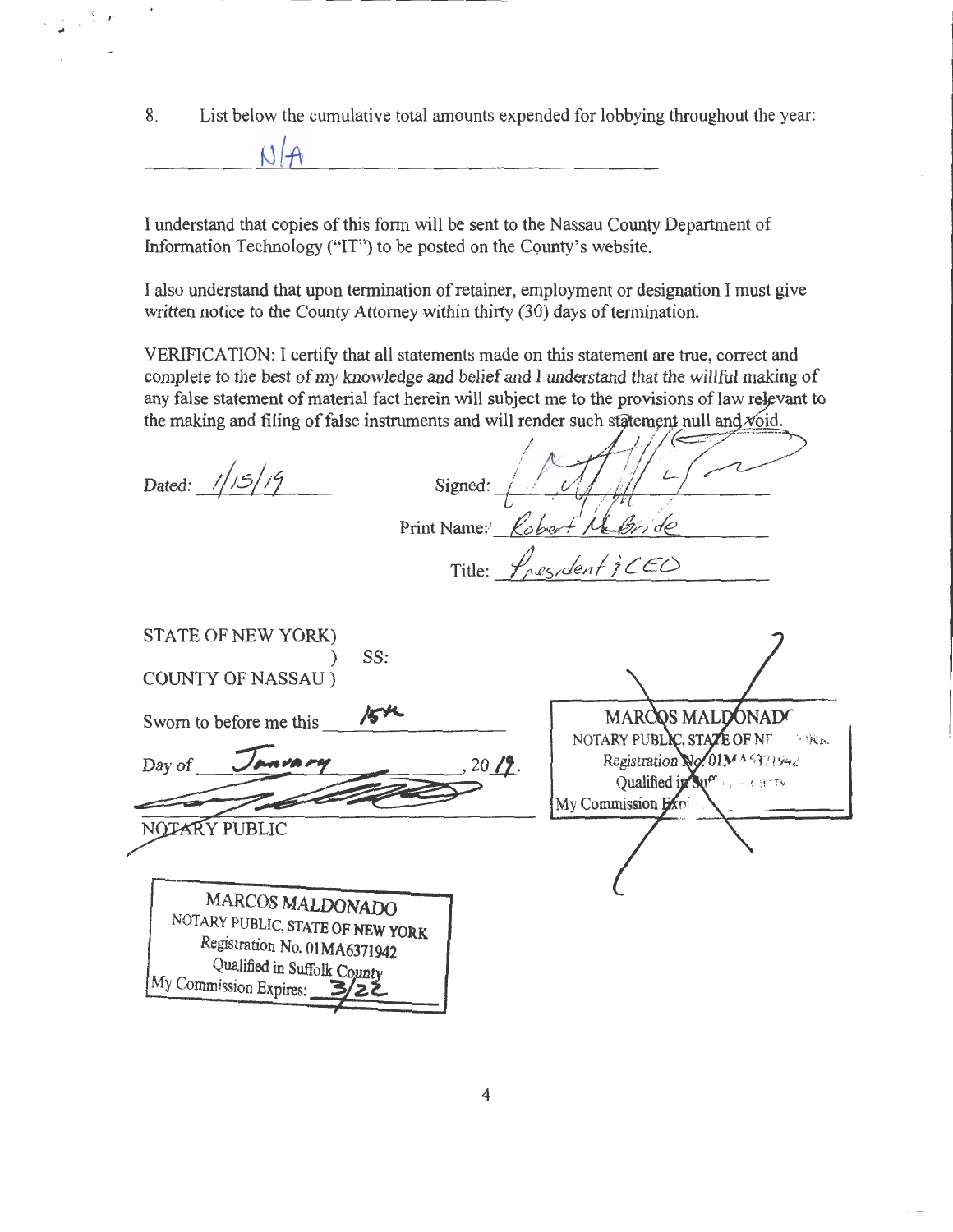8. List below the cumulative total amounts expended for lobbying throughout the year:

N/A

I understand that copies of this form will be sent to the Nassau County Department of Information Technology ("IT") to be posted on the County's website.

I also understand that upon termination of retainer, employment or designation I must give written notice to the County Attorney within thirty (30) days of termination.

VERIFICATION: I certify that all statements made on this statement are true, correct and complete to the best of my knowledge and belief and I understand that the willful making of any false statement of material fact herein will subject me to the provisions of law relevant to the making and filing of false instruments and will render such statement null and void.

Dated: 1/15/19

Signed: _______________

Print Name: Robert McBride

Title: President & CEO

STATE OF NEW YORK)
) SS:
COUNTY OF NASSAU )

Sworn to before me this 15th

Day of January, 2019.

_______________
NOTARY PUBLIC

MARCOS MALDONADO
NOTARY PUBLIC, STATE OF NEW YORK
Registration No. 01MA6371942
Qualified in Suffolk County
My Commission Expires: 3/22